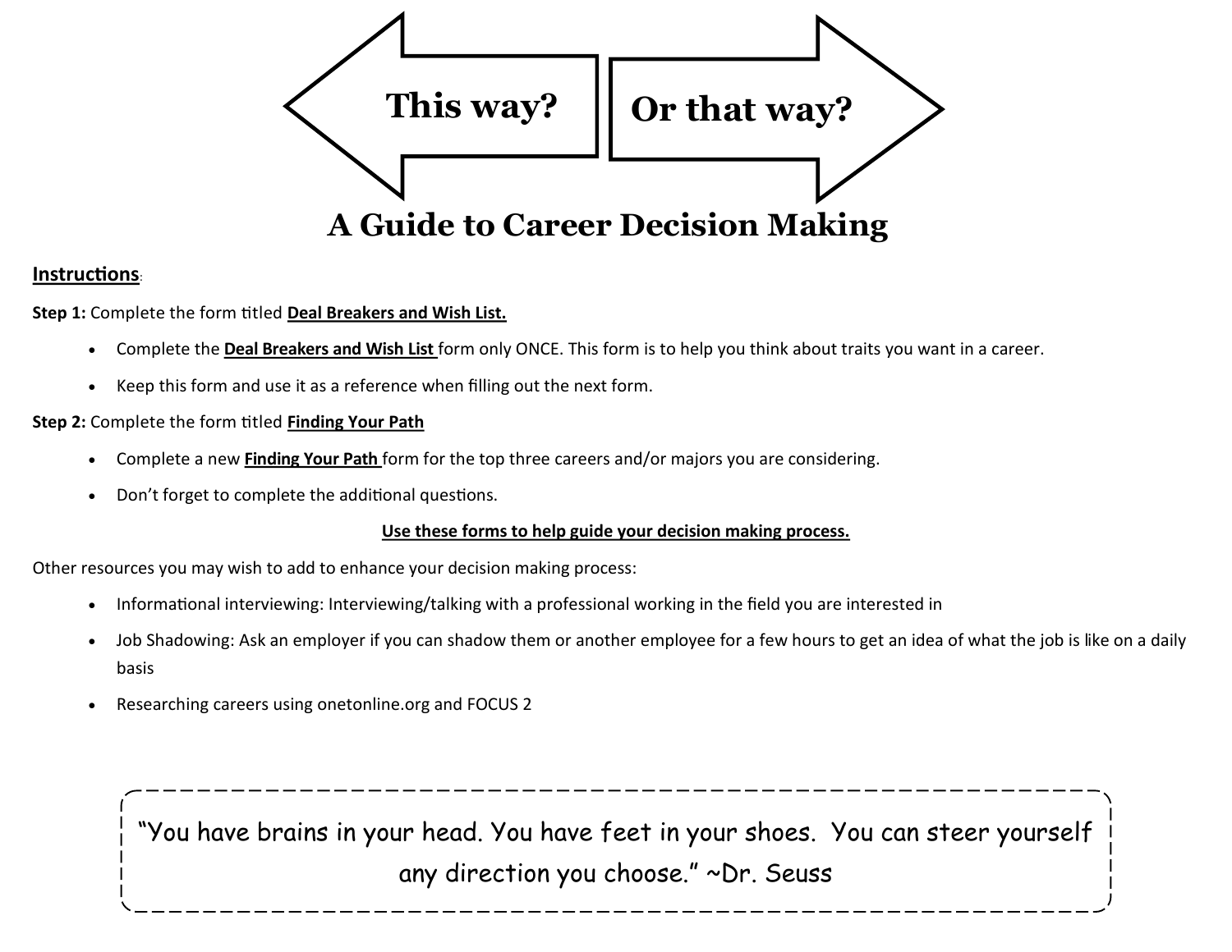This way? Or that way?

# A Guide to Career Decision Making

**Instructions**:

**Step 1:** Complete the form titled **Deal Breakers and Wish List.**

- Complete the **Deal Breakers and Wish List** form only ONCE. This form is to help you think about traits you want in a career.
- Keep this form and use it as a reference when filling out the next form.

**Step 2:** Complete the form titled **Finding Your Path**

- Complete a new **Finding Your Path** form for the top three careers and/or majors you are considering.
- Don't forget to complete the additional questions.

**Use these forms to help guide your decision making process.**

Other resources you may wish to add to enhance your decision making process:

- Informational interviewing: Interviewing/talking with a professional working in the field you are interested in
- Job Shadowing: Ask an employer if you can shadow them or another employee for a few hours to get an idea of what the job is like on a daily basis
- Researching careers using onetonline.org and FOCUS 2

> "You have brains in your head. You have feet in your shoes. You can steer yourself any direction you choose." ~Dr. Seuss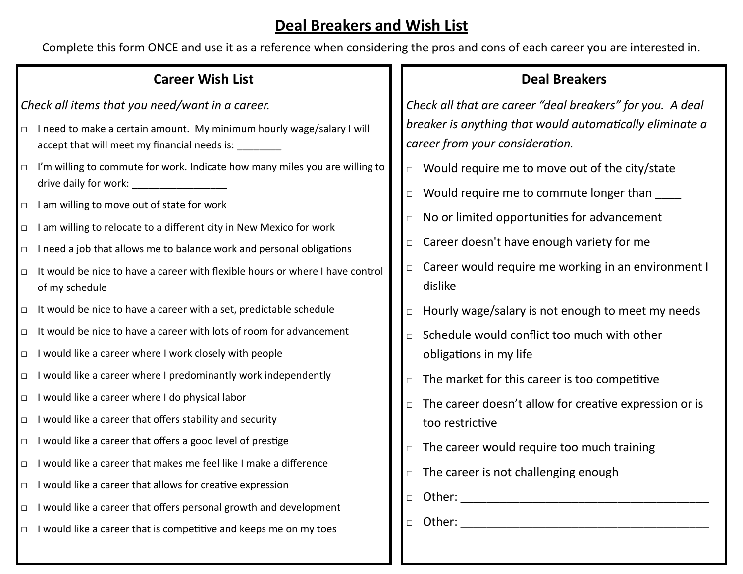# Deal Breakers and Wish List

Complete this form ONCE and use it as a reference when considering the pros and cons of each career you are interested in.

## Career Wish List

*Check all items that you need/want in a career.*

- □ I need to make a certain amount. My minimum hourly wage/salary I will accept that will meet my financial needs is: ________
- □ I'm willing to commute for work. Indicate how many miles you are willing to drive daily for work: _________________
- □ I am willing to move out of state for work
- □ I am willing to relocate to a different city in New Mexico for work
- □ I need a job that allows me to balance work and personal obligations
- □ It would be nice to have a career with flexible hours or where I have control of my schedule
- □ It would be nice to have a career with a set, predictable schedule
- □ It would be nice to have a career with lots of room for advancement
- □ I would like a career where I work closely with people
- □ I would like a career where I predominantly work independently
- □ I would like a career where I do physical labor
- □ I would like a career that offers stability and security
- □ I would like a career that offers a good level of prestige
- □ I would like a career that makes me feel like I make a difference
- □ I would like a career that allows for creative expression
- □ I would like a career that offers personal growth and development
- □ I would like a career that is competitive and keeps me on my toes

## Deal Breakers

*Check all that are career "deal breakers" for you. A deal breaker is anything that would automatically eliminate a career from your consideration.*

- □ Would require me to move out of the city/state
- □ Would require me to commute longer than ____
- □ No or limited opportunities for advancement
- □ Career doesn't have enough variety for me
- □ Career would require me working in an environment I dislike
- □ Hourly wage/salary is not enough to meet my needs
- □ Schedule would conflict too much with other obligations in my life
- □ The market for this career is too competitive
- □ The career doesn't allow for creative expression or is too restrictive
- □ The career would require too much training
- □ The career is not challenging enough
- □ Other: _______________________________________
- □ Other: _______________________________________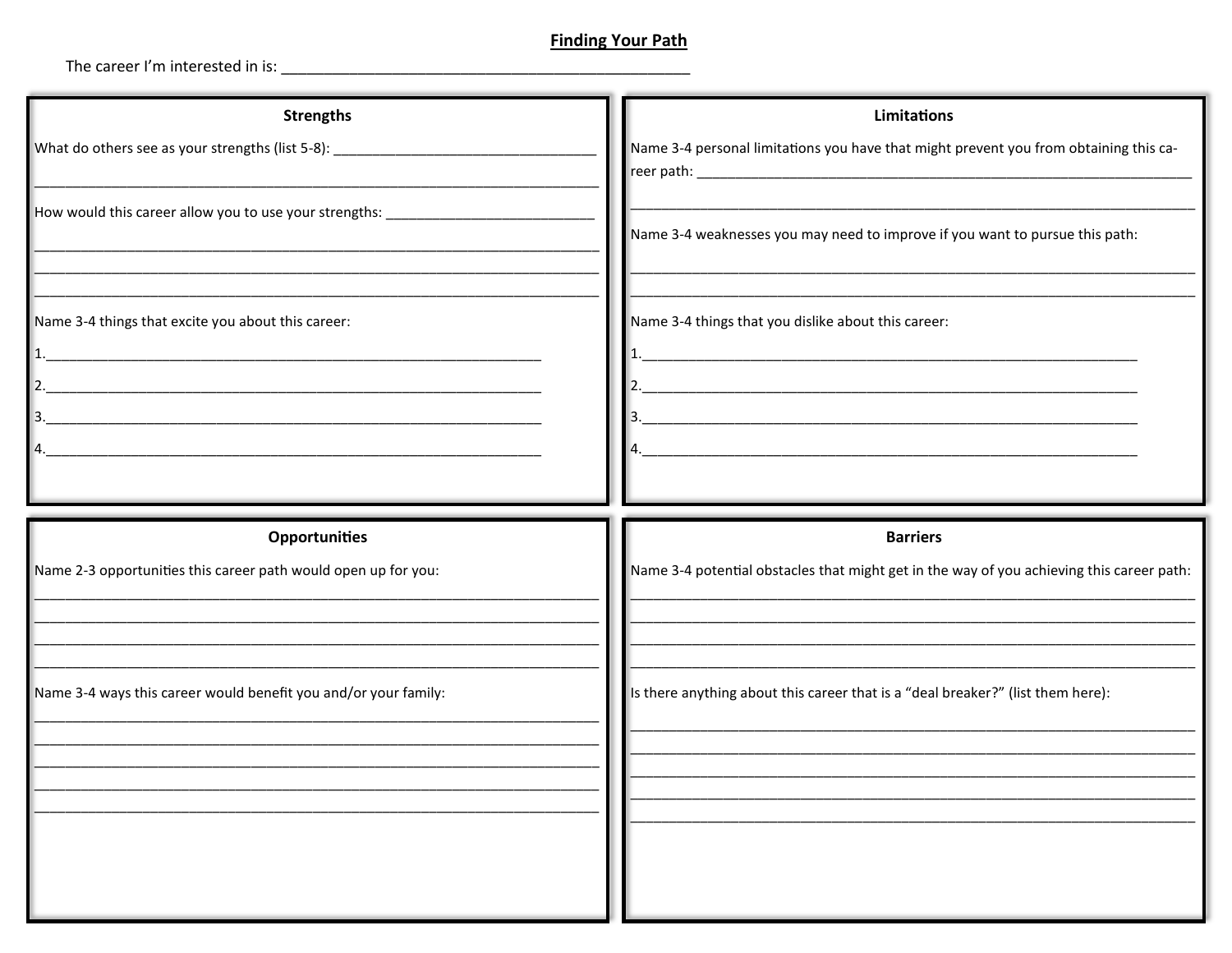## Finding Your Path

The career I'm interested in is: ______________________________________________

### Strengths

What do others see as your strengths (list 5-8): ________________________________

______________________________________________________________________

How would this career allow you to use your strengths: __________________________

______________________________________________________________________

______________________________________________________________________

______________________________________________________________________

Name 3-4 things that excite you about this career:

1.______________________________________________________________

2.______________________________________________________________

3.______________________________________________________________

4.______________________________________________________________

### Limitations

Name 3-4 personal limitations you have that might prevent you from obtaining this career path: ______________________________________________________________

______________________________________________________________________

Name 3-4 weaknesses you may need to improve if you want to pursue this path:

______________________________________________________________________

______________________________________________________________________

Name 3-4 things that you dislike about this career:

1.______________________________________________________________

2.______________________________________________________________

3.______________________________________________________________

4.______________________________________________________________

### Opportunities

Name 2-3 opportunities this career path would open up for you:

______________________________________________________________________

______________________________________________________________________

______________________________________________________________________

______________________________________________________________________

Name 3-4 ways this career would benefit you and/or your family:

______________________________________________________________________

______________________________________________________________________

______________________________________________________________________

______________________________________________________________________

______________________________________________________________________

### Barriers

Name 3-4 potential obstacles that might get in the way of you achieving this career path:

______________________________________________________________________

______________________________________________________________________

______________________________________________________________________

______________________________________________________________________

Is there anything about this career that is a "deal breaker?" (list them here):

______________________________________________________________________

______________________________________________________________________

______________________________________________________________________

______________________________________________________________________

______________________________________________________________________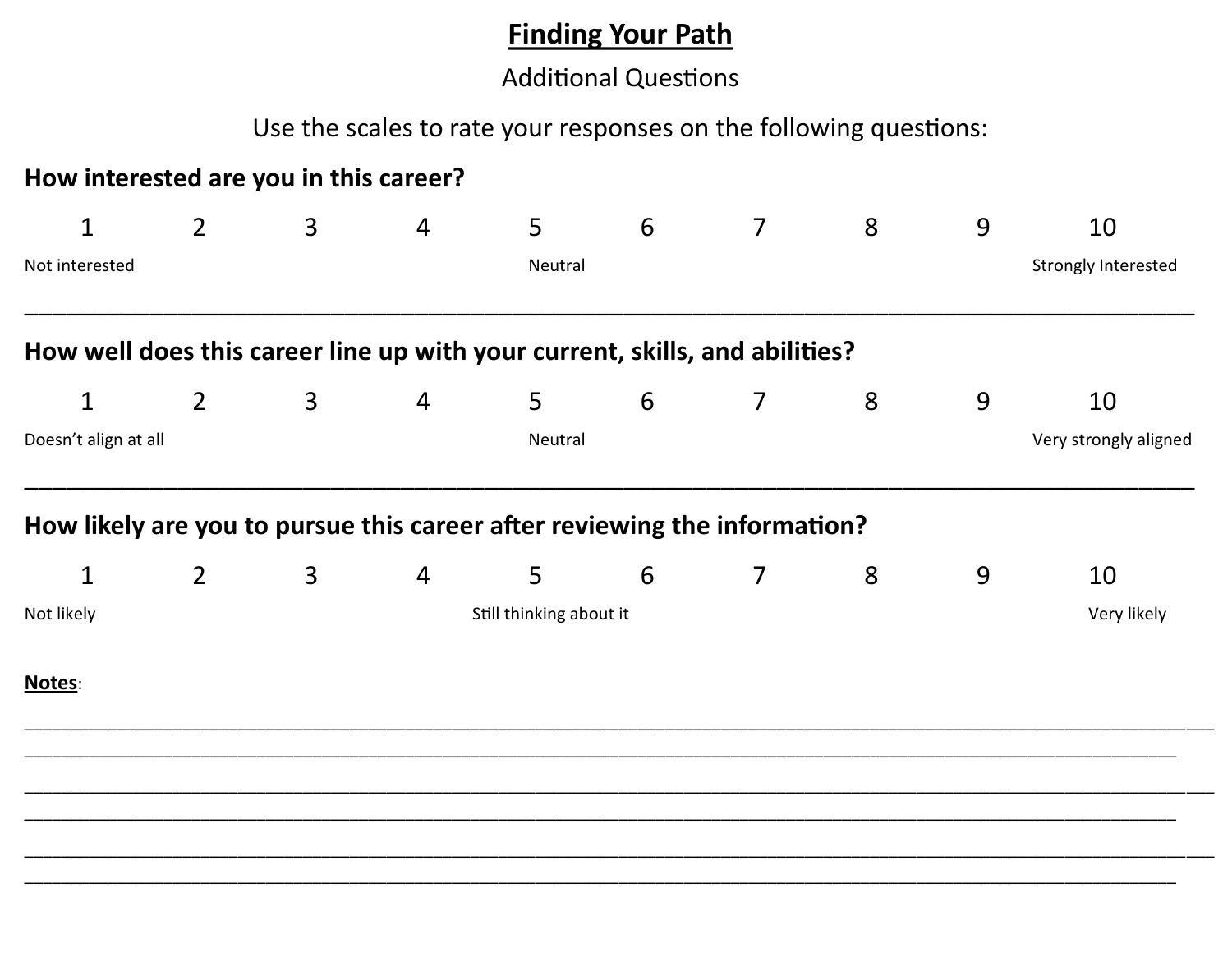# Finding Your Path

Additional Questions

Use the scales to rate your responses on the following questions:

**How interested are you in this career?**

| 1 | 2 | 3 | 4 | 5 | 6 | 7 | 8 | 9 | 10 |
|---|---|---|---|---|---|---|---|---|---|
| Not interested | | | | Neutral | | | | | Strongly Interested |

---

**How well does this career line up with your current, skills, and abilities?**

| 1 | 2 | 3 | 4 | 5 | 6 | 7 | 8 | 9 | 10 |
|---|---|---|---|---|---|---|---|---|---|
| Doesn't align at all | | | | Neutral | | | | | Very strongly aligned |

---

**How likely are you to pursue this career after reviewing the information?**

| 1 | 2 | 3 | 4 | 5 | 6 | 7 | 8 | 9 | 10 |
|---|---|---|---|---|---|---|---|---|---|
| Not likely | | | | Still thinking about it | | | | | Very likely |

**Notes**:

______________________________________________________________________________

______________________________________________________________________________

______________________________________________________________________________

______________________________________________________________________________

______________________________________________________________________________

______________________________________________________________________________